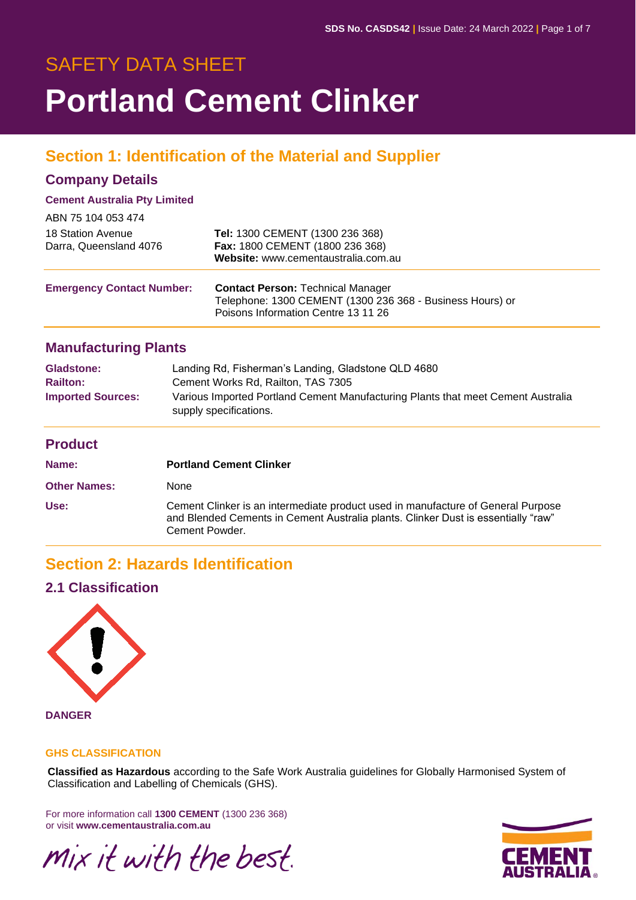# SAFETY DATA SHEET

# Portland Cement Clinker

## Section 1: Identification of the Material and Supplier

### Company Details

**Cement Australia Pty Limited**

ABN 75 104 053 474

18 Station Avenue
Darra, Queensland 4076

**Tel:** 1300 CEMENT (1300 236 368)
**Fax:** 1800 CEMENT (1800 236 368)
**Website:** www.cementaustralia.com.au

**Emergency Contact Number:**

**Contact Person:** Technical Manager
Telephone: 1300 CEMENT (1300 236 368 - Business Hours) or
Poisons Information Centre 13 11 26

### Manufacturing Plants

| | |
|---|---|
| **Gladstone:** | Landing Rd, Fisherman's Landing, Gladstone QLD 4680 |
| **Railton:** | Cement Works Rd, Railton, TAS 7305 |
| **Imported Sources:** | Various Imported Portland Cement Manufacturing Plants that meet Cement Australia supply specifications. |

### Product

| | |
|---|---|
| **Name:** | **Portland Cement Clinker** |
| **Other Names:** | None |
| **Use:** | Cement Clinker is an intermediate product used in manufacture of General Purpose and Blended Cements in Cement Australia plants. Clinker Dust is essentially "raw" Cement Powder. |

## Section 2: Hazards Identification

### 2.1 Classification

**DANGER**

**GHS CLASSIFICATION**

**Classified as Hazardous** according to the Safe Work Australia guidelines for Globally Harmonised System of Classification and Labelling of Chemicals (GHS).

For more information call **1300 CEMENT** (1300 236 368)
or visit **www.cementaustralia.com.au**

*mix it with the best.*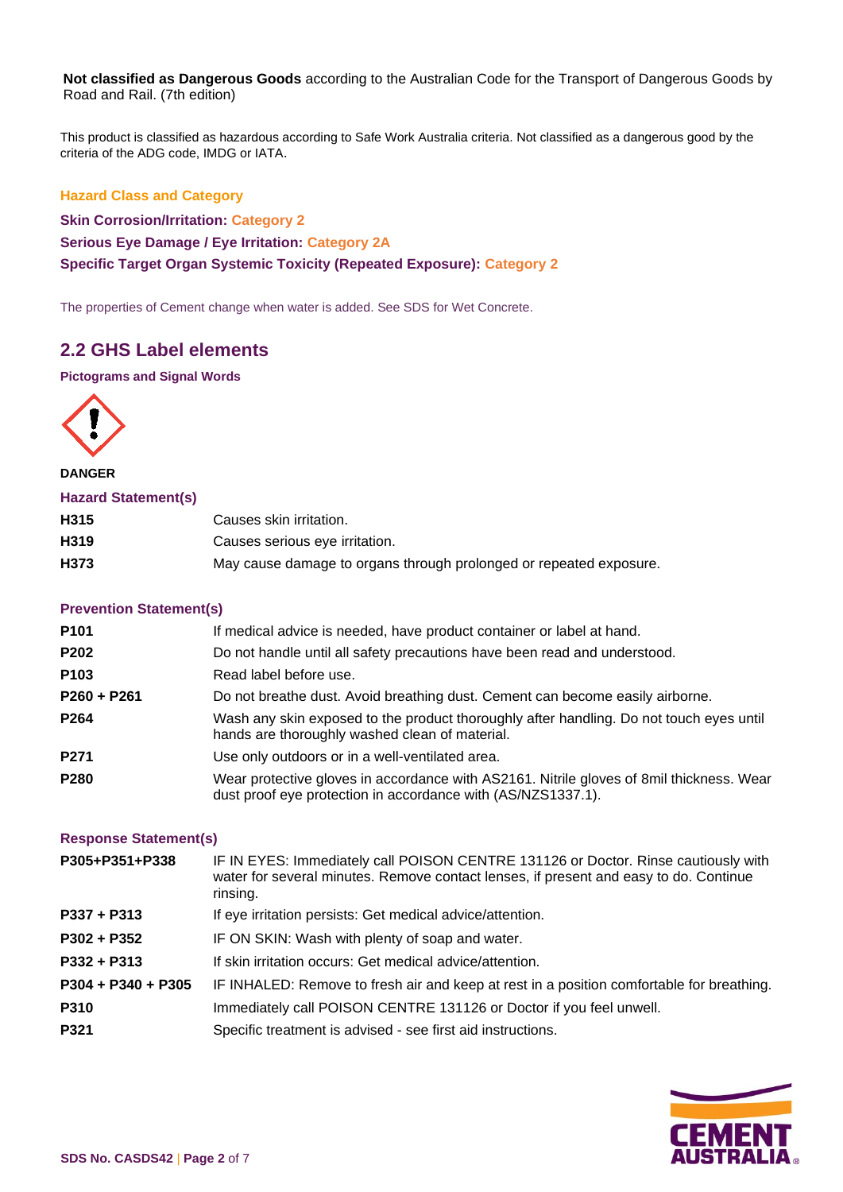**Not classified as Dangerous Goods** according to the Australian Code for the Transport of Dangerous Goods by Road and Rail. (7th edition)

This product is classified as hazardous according to Safe Work Australia criteria. Not classified as a dangerous good by the criteria of the ADG code, IMDG or IATA.

**Hazard Class and Category**

**Skin Corrosion/Irritation:** Category 2

**Serious Eye Damage / Eye Irritation:** Category 2A

**Specific Target Organ Systemic Toxicity (Repeated Exposure):** Category 2

The properties of Cement change when water is added. See SDS for Wet Concrete.

## 2.2 GHS Label elements

**Pictograms and Signal Words**

**DANGER**

**Hazard Statement(s)**

| | |
|---|---|
| **H315** | Causes skin irritation. |
| **H319** | Causes serious eye irritation. |
| **H373** | May cause damage to organs through prolonged or repeated exposure. |

**Prevention Statement(s)**

| | |
|---|---|
| **P101** | If medical advice is needed, have product container or label at hand. |
| **P202** | Do not handle until all safety precautions have been read and understood. |
| **P103** | Read label before use. |
| **P260 + P261** | Do not breathe dust. Avoid breathing dust. Cement can become easily airborne. |
| **P264** | Wash any skin exposed to the product thoroughly after handling. Do not touch eyes until hands are thoroughly washed clean of material. |
| **P271** | Use only outdoors or in a well-ventilated area. |
| **P280** | Wear protective gloves in accordance with AS2161. Nitrile gloves of 8mil thickness. Wear dust proof eye protection in accordance with (AS/NZS1337.1). |

**Response Statement(s)**

| | |
|---|---|
| **P305+P351+P338** | IF IN EYES: Immediately call POISON CENTRE 131126 or Doctor. Rinse cautiously with water for several minutes. Remove contact lenses, if present and easy to do. Continue rinsing. |
| **P337 + P313** | If eye irritation persists: Get medical advice/attention. |
| **P302 + P352** | IF ON SKIN: Wash with plenty of soap and water. |
| **P332 + P313** | If skin irritation occurs: Get medical advice/attention. |
| **P304 + P340 + P305** | IF INHALED: Remove to fresh air and keep at rest in a position comfortable for breathing. |
| **P310** | Immediately call POISON CENTRE 131126 or Doctor if you feel unwell. |
| **P321** | Specific treatment is advised - see first aid instructions. |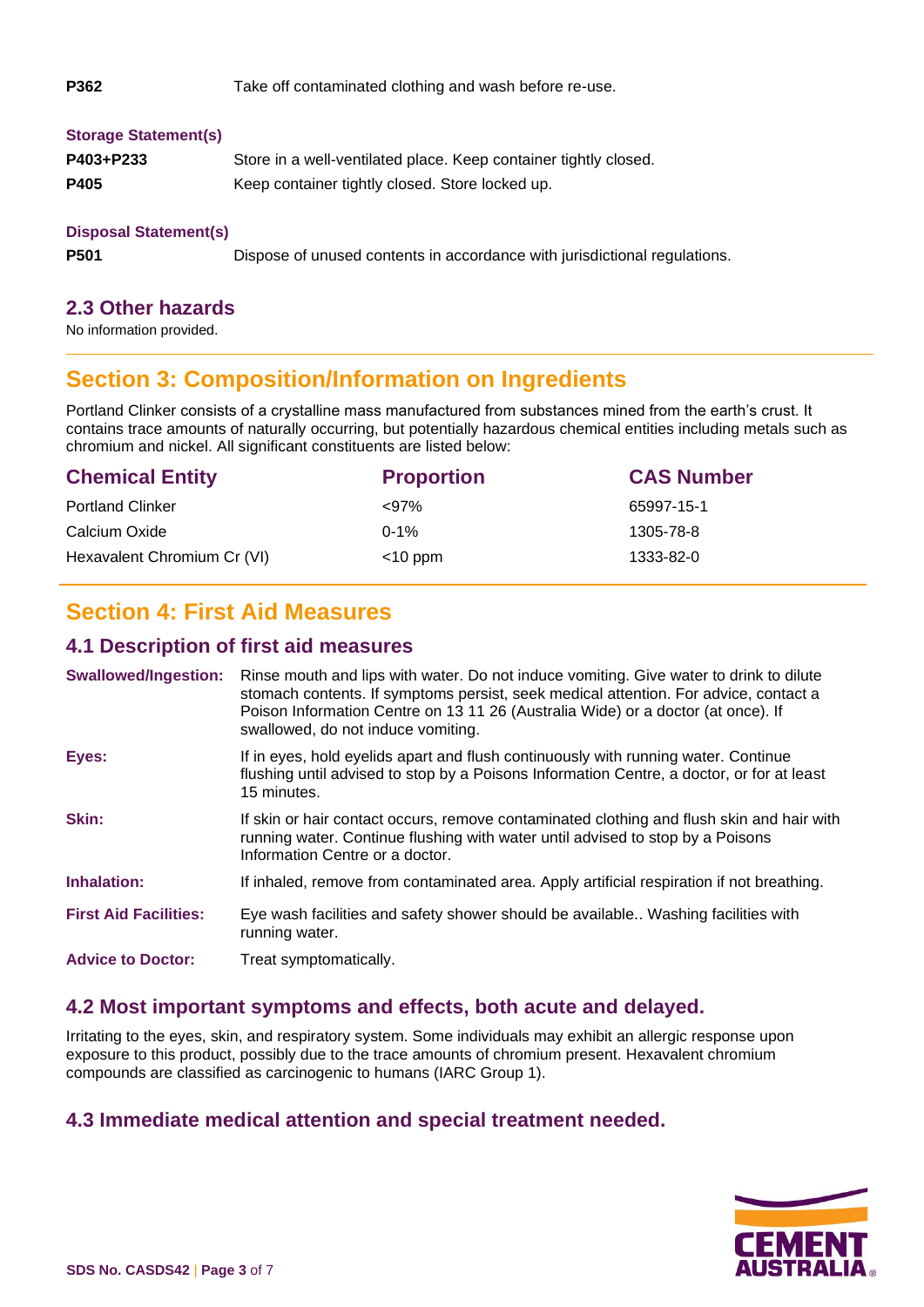**P362** Take off contaminated clothing and wash before re-use.

**Storage Statement(s)**

| | |
|---|---|
| **P403+P233** | Store in a well-ventilated place. Keep container tightly closed. |
| **P405** | Keep container tightly closed. Store locked up. |

**Disposal Statement(s)**

| | |
|---|---|
| **P501** | Dispose of unused contents in accordance with jurisdictional regulations. |

### 2.3 Other hazards

No information provided.

## Section 3: Composition/Information on Ingredients

Portland Clinker consists of a crystalline mass manufactured from substances mined from the earth's crust. It contains trace amounts of naturally occurring, but potentially hazardous chemical entities including metals such as chromium and nickel. All significant constituents are listed below:

| Chemical Entity | Proportion | CAS Number |
|---|---|---|
| Portland Clinker | <97% | 65997-15-1 |
| Calcium Oxide | 0-1% | 1305-78-8 |
| Hexavalent Chromium Cr (VI) | <10 ppm | 1333-82-0 |

## Section 4: First Aid Measures

### 4.1 Description of first aid measures

| | |
|---|---|
| **Swallowed/Ingestion:** | Rinse mouth and lips with water. Do not induce vomiting. Give water to drink to dilute stomach contents. If symptoms persist, seek medical attention. For advice, contact a Poison Information Centre on 13 11 26 (Australia Wide) or a doctor (at once). If swallowed, do not induce vomiting. |
| **Eyes:** | If in eyes, hold eyelids apart and flush continuously with running water. Continue flushing until advised to stop by a Poisons Information Centre, a doctor, or for at least 15 minutes. |
| **Skin:** | If skin or hair contact occurs, remove contaminated clothing and flush skin and hair with running water. Continue flushing with water until advised to stop by a Poisons Information Centre or a doctor. |
| **Inhalation:** | If inhaled, remove from contaminated area. Apply artificial respiration if not breathing. |
| **First Aid Facilities:** | Eye wash facilities and safety shower should be available.. Washing facilities with running water. |
| **Advice to Doctor:** | Treat symptomatically. |

### 4.2 Most important symptoms and effects, both acute and delayed.

Irritating to the eyes, skin, and respiratory system. Some individuals may exhibit an allergic response upon exposure to this product, possibly due to the trace amounts of chromium present. Hexavalent chromium compounds are classified as carcinogenic to humans (IARC Group 1).

### 4.3 Immediate medical attention and special treatment needed.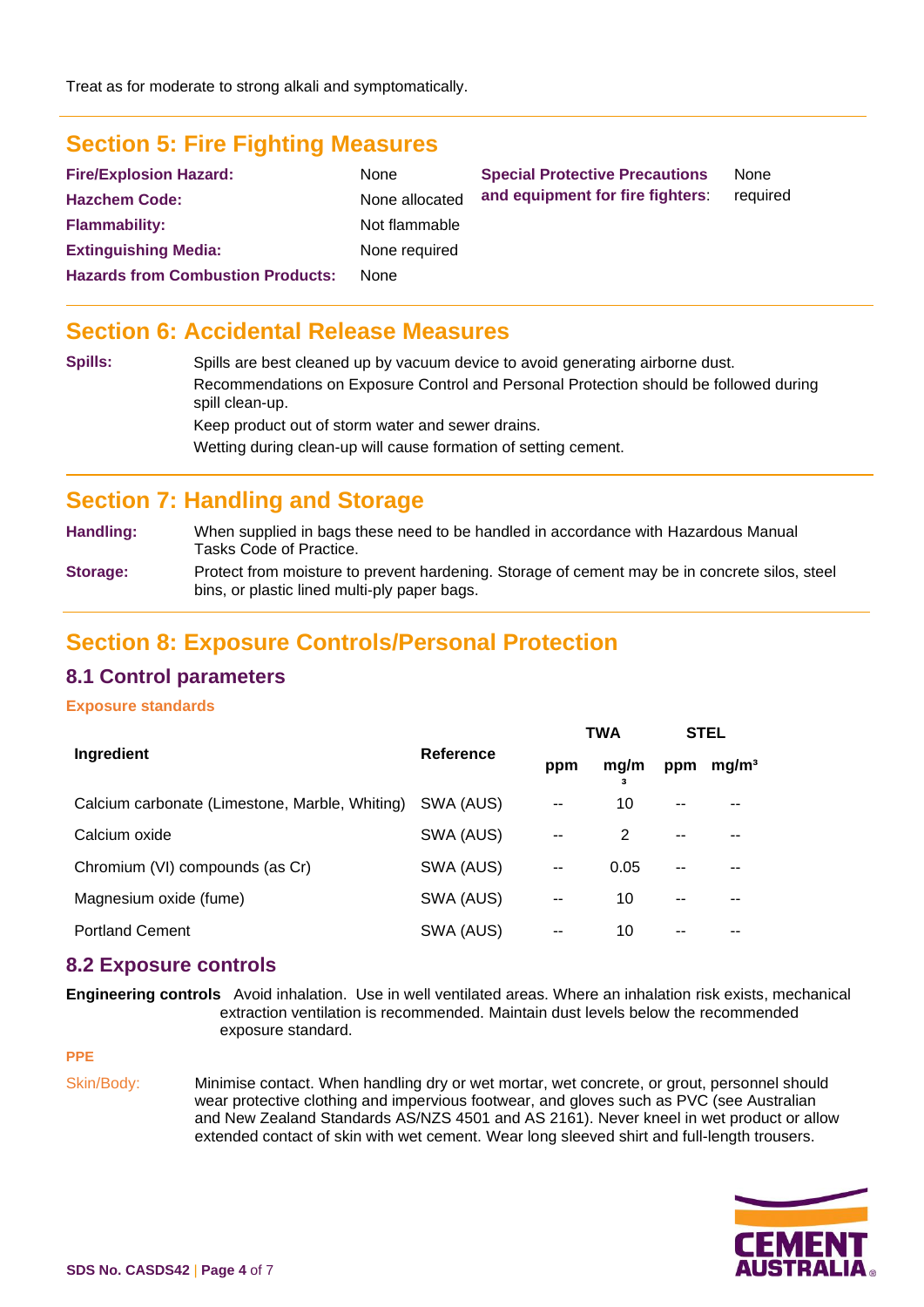Treat as for moderate to strong alkali and symptomatically.

## Section 5: Fire Fighting Measures

**Fire/Explosion Hazard:** None

**Hazchem Code:** None allocated

**Flammability:** Not flammable

**Extinguishing Media:** None required

**Hazards from Combustion Products:** None

**Special Protective Precautions and equipment for fire fighters:** None required

## Section 6: Accidental Release Measures

**Spills:** Spills are best cleaned up by vacuum device to avoid generating airborne dust.

Recommendations on Exposure Control and Personal Protection should be followed during spill clean-up.

Keep product out of storm water and sewer drains.

Wetting during clean-up will cause formation of setting cement.

## Section 7: Handling and Storage

**Handling:** When supplied in bags these need to be handled in accordance with Hazardous Manual Tasks Code of Practice.

**Storage:** Protect from moisture to prevent hardening. Storage of cement may be in concrete silos, steel bins, or plastic lined multi-ply paper bags.

## Section 8: Exposure Controls/Personal Protection

### 8.1 Control parameters

**Exposure standards**

| Ingredient | Reference | TWA | | STEL | |
|---|---|---|---|---|---|
| | | ppm | mg/m³ | ppm | mg/m³ |
| Calcium carbonate (Limestone, Marble, Whiting) | SWA (AUS) | -- | 10 | -- | -- |
| Calcium oxide | SWA (AUS) | -- | 2 | -- | -- |
| Chromium (VI) compounds (as Cr) | SWA (AUS) | -- | 0.05 | -- | -- |
| Magnesium oxide (fume) | SWA (AUS) | -- | 10 | -- | -- |
| Portland Cement | SWA (AUS) | -- | 10 | -- | -- |

### 8.2 Exposure controls

**Engineering controls** Avoid inhalation. Use in well ventilated areas. Where an inhalation risk exists, mechanical extraction ventilation is recommended. Maintain dust levels below the recommended exposure standard.

**PPE**

Skin/Body: Minimise contact. When handling dry or wet mortar, wet concrete, or grout, personnel should wear protective clothing and impervious footwear, and gloves such as PVC (see Australian and New Zealand Standards AS/NZS 4501 and AS 2161). Never kneel in wet product or allow extended contact of skin with wet cement. Wear long sleeved shirt and full-length trousers.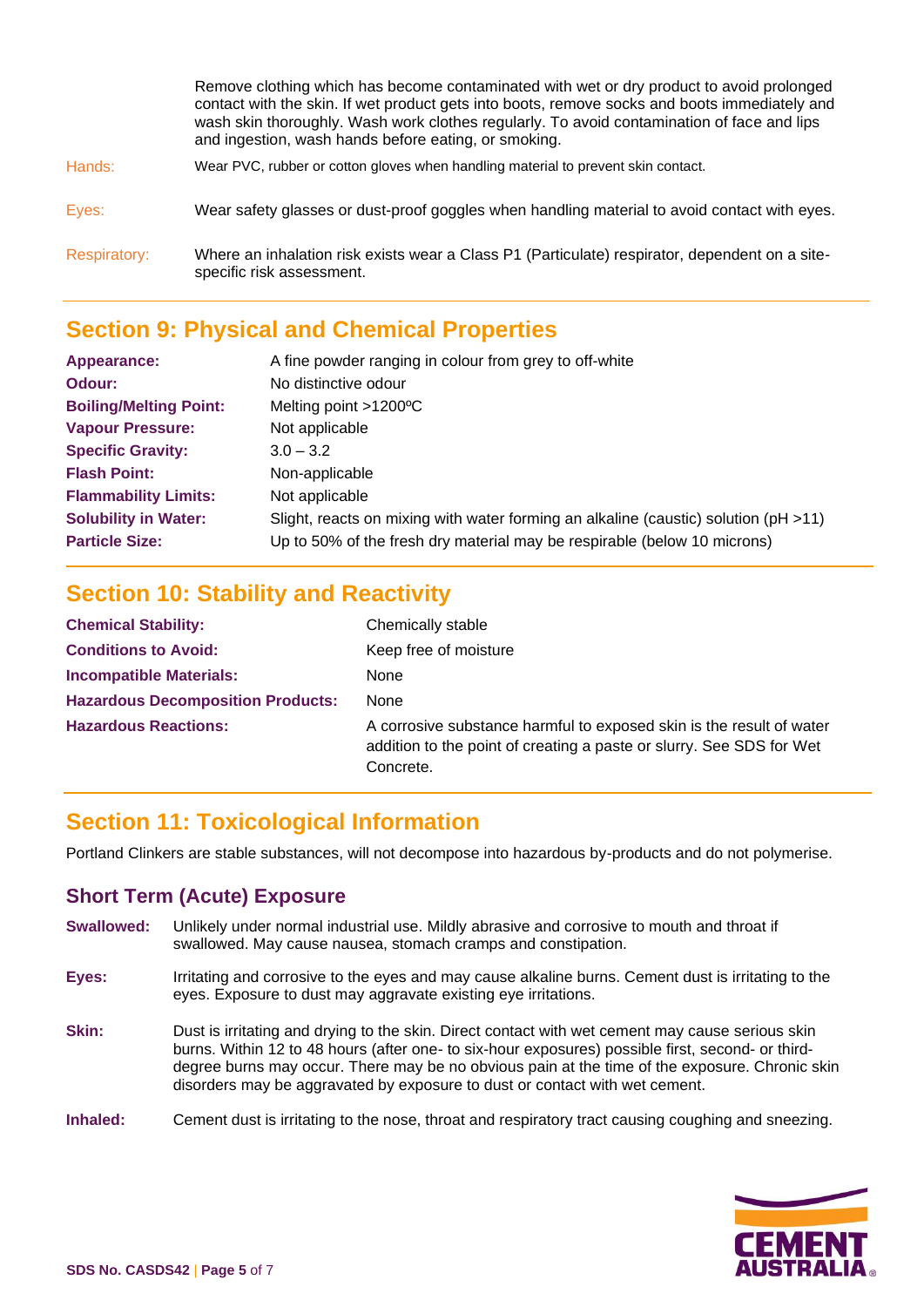Remove clothing which has become contaminated with wet or dry product to avoid prolonged contact with the skin. If wet product gets into boots, remove socks and boots immediately and wash skin thoroughly. Wash work clothes regularly. To avoid contamination of face and lips and ingestion, wash hands before eating, or smoking.

| | |
|---|---|
| Hands: | Wear PVC, rubber or cotton gloves when handling material to prevent skin contact. |
| Eyes: | Wear safety glasses or dust-proof goggles when handling material to avoid contact with eyes. |
| Respiratory: | Where an inhalation risk exists wear a Class P1 (Particulate) respirator, dependent on a site-specific risk assessment. |

## Section 9: Physical and Chemical Properties

| | |
|---|---|
| **Appearance:** | A fine powder ranging in colour from grey to off-white |
| **Odour:** | No distinctive odour |
| **Boiling/Melting Point:** | Melting point >1200ºC |
| **Vapour Pressure:** | Not applicable |
| **Specific Gravity:** | 3.0 – 3.2 |
| **Flash Point:** | Non-applicable |
| **Flammability Limits:** | Not applicable |
| **Solubility in Water:** | Slight, reacts on mixing with water forming an alkaline (caustic) solution (pH >11) |
| **Particle Size:** | Up to 50% of the fresh dry material may be respirable (below 10 microns) |

## Section 10: Stability and Reactivity

| | |
|---|---|
| **Chemical Stability:** | Chemically stable |
| **Conditions to Avoid:** | Keep free of moisture |
| **Incompatible Materials:** | None |
| **Hazardous Decomposition Products:** | None |
| **Hazardous Reactions:** | A corrosive substance harmful to exposed skin is the result of water addition to the point of creating a paste or slurry. See SDS for Wet Concrete. |

## Section 11: Toxicological Information

Portland Clinkers are stable substances, will not decompose into hazardous by-products and do not polymerise.

### Short Term (Acute) Exposure

**Swallowed:** Unlikely under normal industrial use. Mildly abrasive and corrosive to mouth and throat if swallowed. May cause nausea, stomach cramps and constipation.

**Eyes:** Irritating and corrosive to the eyes and may cause alkaline burns. Cement dust is irritating to the eyes. Exposure to dust may aggravate existing eye irritations.

**Skin:** Dust is irritating and drying to the skin. Direct contact with wet cement may cause serious skin burns. Within 12 to 48 hours (after one- to six-hour exposures) possible first, second- or third-degree burns may occur. There may be no obvious pain at the time of the exposure. Chronic skin disorders may be aggravated by exposure to dust or contact with wet cement.

**Inhaled:** Cement dust is irritating to the nose, throat and respiratory tract causing coughing and sneezing.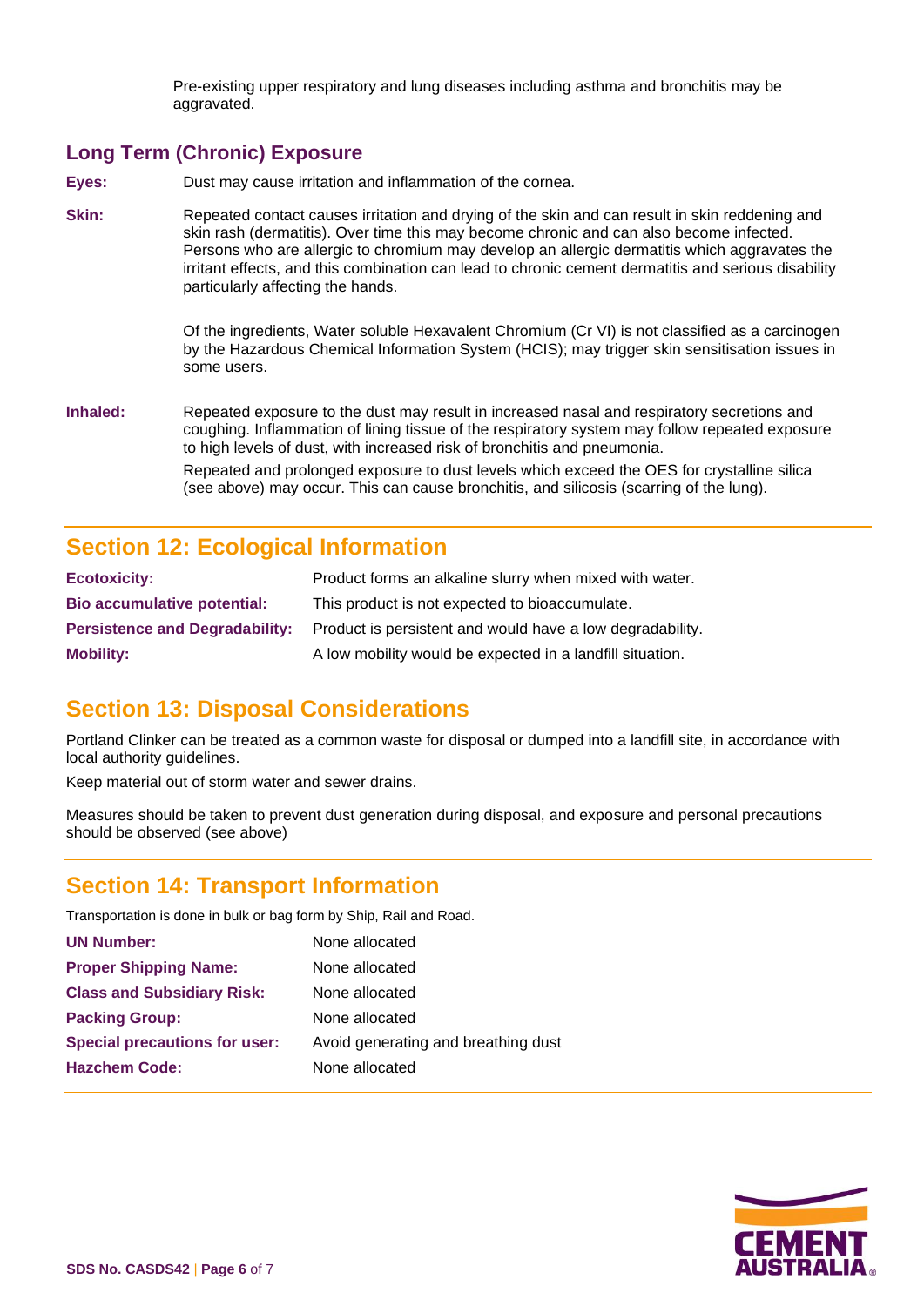Pre-existing upper respiratory and lung diseases including asthma and bronchitis may be aggravated.

### Long Term (Chronic) Exposure

**Eyes:** Dust may cause irritation and inflammation of the cornea.

**Skin:** Repeated contact causes irritation and drying of the skin and can result in skin reddening and skin rash (dermatitis). Over time this may become chronic and can also become infected. Persons who are allergic to chromium may develop an allergic dermatitis which aggravates the irritant effects, and this combination can lead to chronic cement dermatitis and serious disability particularly affecting the hands.

Of the ingredients, Water soluble Hexavalent Chromium (Cr VI) is not classified as a carcinogen by the Hazardous Chemical Information System (HCIS); may trigger skin sensitisation issues in some users.

**Inhaled:** Repeated exposure to the dust may result in increased nasal and respiratory secretions and coughing. Inflammation of lining tissue of the respiratory system may follow repeated exposure to high levels of dust, with increased risk of bronchitis and pneumonia.

Repeated and prolonged exposure to dust levels which exceed the OES for crystalline silica (see above) may occur. This can cause bronchitis, and silicosis (scarring of the lung).

## Section 12: Ecological Information

| | |
|---|---|
| **Ecotoxicity:** | Product forms an alkaline slurry when mixed with water. |
| **Bio accumulative potential:** | This product is not expected to bioaccumulate. |
| **Persistence and Degradability:** | Product is persistent and would have a low degradability. |
| **Mobility:** | A low mobility would be expected in a landfill situation. |

## Section 13: Disposal Considerations

Portland Clinker can be treated as a common waste for disposal or dumped into a landfill site, in accordance with local authority guidelines.

Keep material out of storm water and sewer drains.

Measures should be taken to prevent dust generation during disposal, and exposure and personal precautions should be observed (see above)

## Section 14: Transport Information

Transportation is done in bulk or bag form by Ship, Rail and Road.

| | |
|---|---|
| **UN Number:** | None allocated |
| **Proper Shipping Name:** | None allocated |
| **Class and Subsidiary Risk:** | None allocated |
| **Packing Group:** | None allocated |
| **Special precautions for user:** | Avoid generating and breathing dust |
| **Hazchem Code:** | None allocated |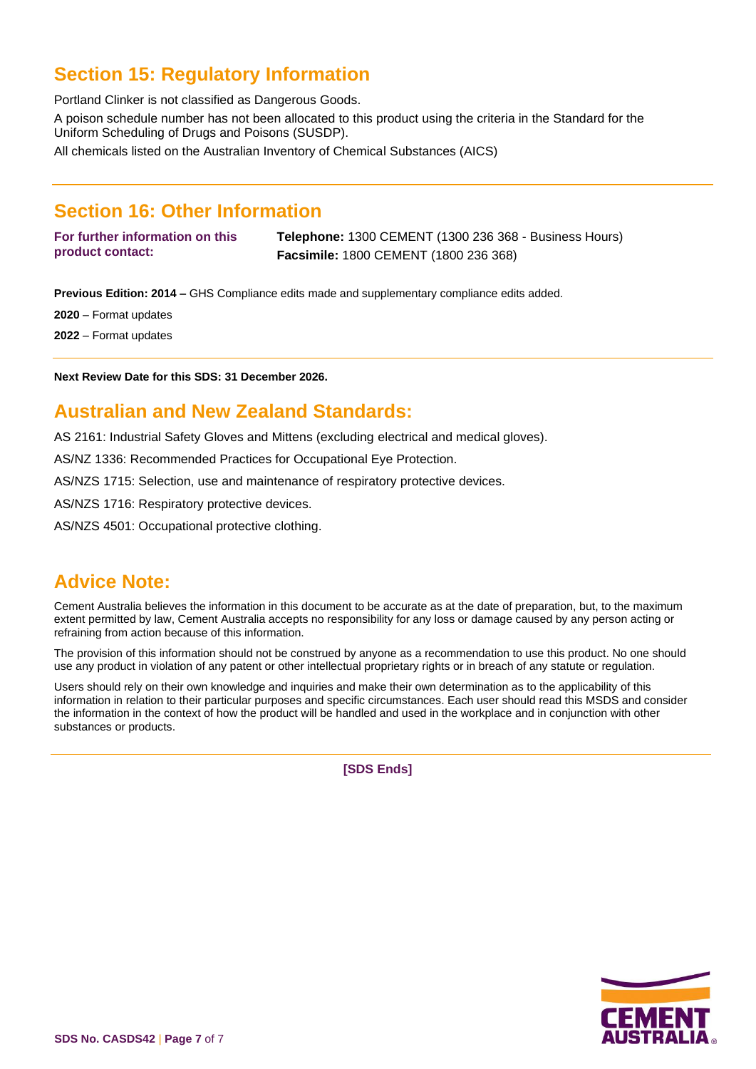## Section 15: Regulatory Information

Portland Clinker is not classified as Dangerous Goods.

A poison schedule number has not been allocated to this product using the criteria in the Standard for the Uniform Scheduling of Drugs and Poisons (SUSDP).

All chemicals listed on the Australian Inventory of Chemical Substances (AICS)

## Section 16: Other Information

| | |
|---|---|
| **For further information on this product contact:** | **Telephone:** 1300 CEMENT (1300 236 368 - Business Hours)<br>**Facsimile:** 1800 CEMENT (1800 236 368) |

**Previous Edition: 2014 –** GHS Compliance edits made and supplementary compliance edits added.

**2020** – Format updates

**2022** – Format updates

**Next Review Date for this SDS: 31 December 2026.**

## Australian and New Zealand Standards:

AS 2161: Industrial Safety Gloves and Mittens (excluding electrical and medical gloves).

AS/NZ 1336: Recommended Practices for Occupational Eye Protection.

AS/NZS 1715: Selection, use and maintenance of respiratory protective devices.

AS/NZS 1716: Respiratory protective devices.

AS/NZS 4501: Occupational protective clothing.

## Advice Note:

Cement Australia believes the information in this document to be accurate as at the date of preparation, but, to the maximum extent permitted by law, Cement Australia accepts no responsibility for any loss or damage caused by any person acting or refraining from action because of this information.

The provision of this information should not be construed by anyone as a recommendation to use this product. No one should use any product in violation of any patent or other intellectual proprietary rights or in breach of any statute or regulation.

Users should rely on their own knowledge and inquiries and make their own determination as to the applicability of this information in relation to their particular purposes and specific circumstances. Each user should read this MSDS and consider the information in the context of how the product will be handled and used in the workplace and in conjunction with other substances or products.

**[SDS Ends]**